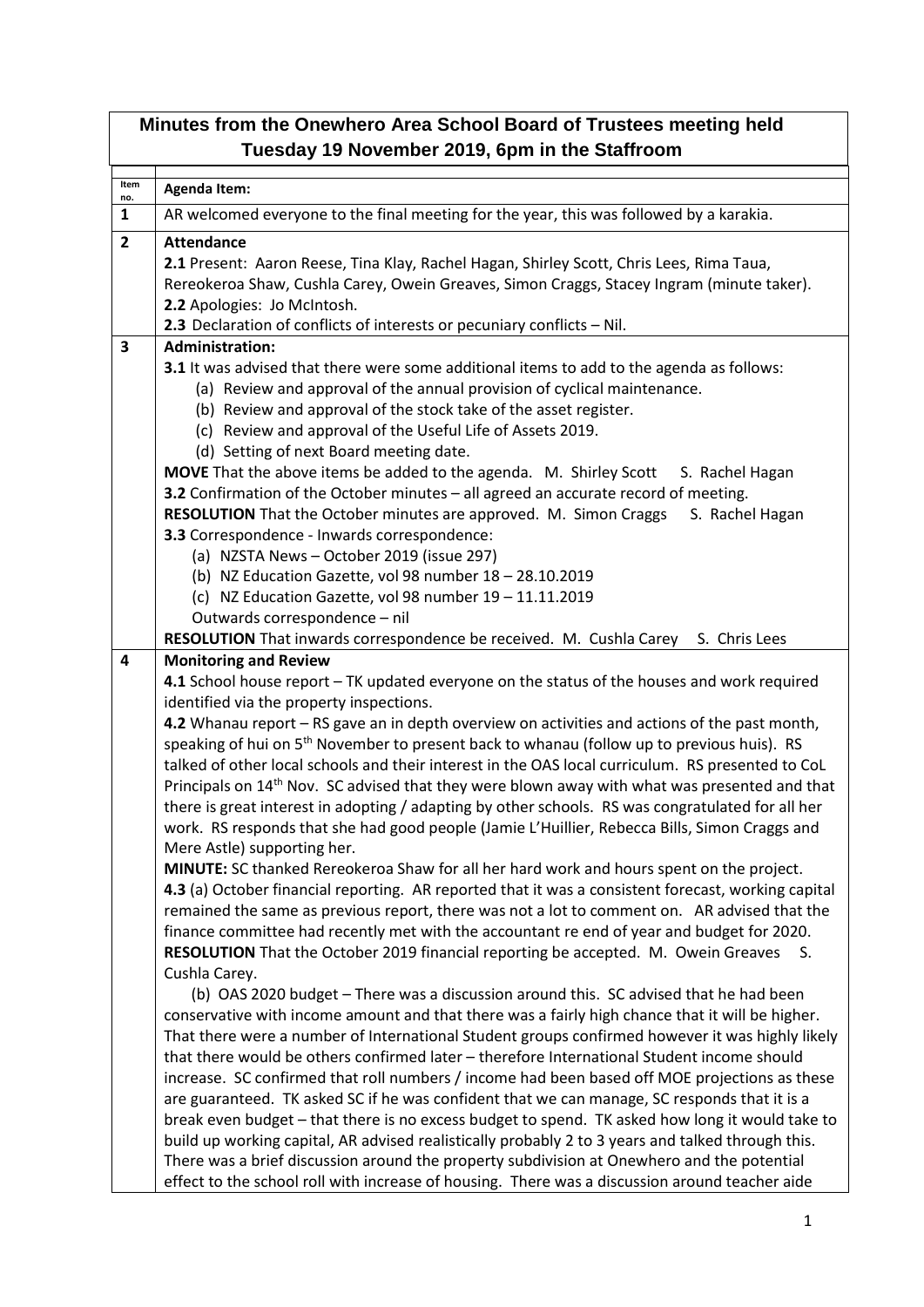# Minutes from the Onewhero Area School Board of Trustees meeting held Tuesday 19 November 2019, 6pm in the Staffroom

| Item no. | Agenda Item: |
|---|---|
| 1 | AR welcomed everyone to the final meeting for the year, this was followed by a karakia. |
| 2 | **Attendance**<br>**2.1** Present: Aaron Reese, Tina Klay, Rachel Hagan, Shirley Scott, Chris Lees, Rima Taua, Rereokeroa Shaw, Cushla Carey, Owein Greaves, Simon Craggs, Stacey Ingram (minute taker).<br>**2.2** Apologies: Jo McIntosh.<br>**2.3** Declaration of conflicts of interests or pecuniary conflicts – Nil. |
| 3 | **Administration:**<br>**3.1** It was advised that there were some additional items to add to the agenda as follows:<br>(a) Review and approval of the annual provision of cyclical maintenance.<br>(b) Review and approval of the stock take of the asset register.<br>(c) Review and approval of the Useful Life of Assets 2019.<br>(d) Setting of next Board meeting date.<br>**MOVE** That the above items be added to the agenda. M. Shirley Scott S. Rachel Hagan<br>**3.2** Confirmation of the October minutes – all agreed an accurate record of meeting.<br>**RESOLUTION** That the October minutes are approved. M. Simon Craggs S. Rachel Hagan<br>**3.3** Correspondence - Inwards correspondence:<br>(a) NZSTA News – October 2019 (issue 297)<br>(b) NZ Education Gazette, vol 98 number 18 – 28.10.2019<br>(c) NZ Education Gazette, vol 98 number 19 – 11.11.2019<br>Outwards correspondence – nil<br>**RESOLUTION** That inwards correspondence be received. M. Cushla Carey S. Chris Lees |
| 4 | **Monitoring and Review**<br>**4.1** School house report – TK updated everyone on the status of the houses and work required identified via the property inspections.<br>**4.2** Whanau report – RS gave an in depth overview on activities and actions of the past month, speaking of hui on 5th November to present back to whanau (follow up to previous huis). RS talked of other local schools and their interest in the OAS local curriculum. RS presented to CoL Principals on 14th Nov. SC advised that they were blown away with what was presented and that there is great interest in adopting / adapting by other schools. RS was congratulated for all her work. RS responds that she had good people (Jamie L'Huillier, Rebecca Bills, Simon Craggs and Mere Astle) supporting her.<br>**MINUTE:** SC thanked Rereokeroa Shaw for all her hard work and hours spent on the project.<br>**4.3** (a) October financial reporting. AR reported that it was a consistent forecast, working capital remained the same as previous report, there was not a lot to comment on. AR advised that the finance committee had recently met with the accountant re end of year and budget for 2020.<br>**RESOLUTION** That the October 2019 financial reporting be accepted. M. Owein Greaves S. Cushla Carey.<br>(b) OAS 2020 budget – There was a discussion around this. SC advised that he had been conservative with income amount and that there was a fairly high chance that it will be higher. That there were a number of International Student groups confirmed however it was highly likely that there would be others confirmed later – therefore International Student income should increase. SC confirmed that roll numbers / income had been based off MOE projections as these are guaranteed. TK asked SC if he was confident that we can manage, SC responds that it is a break even budget – that there is no excess budget to spend. TK asked how long it would take to build up working capital, AR advised realistically probably 2 to 3 years and talked through this. There was a brief discussion around the property subdivision at Onewhero and the potential effect to the school roll with increase of housing. There was a discussion around teacher aide |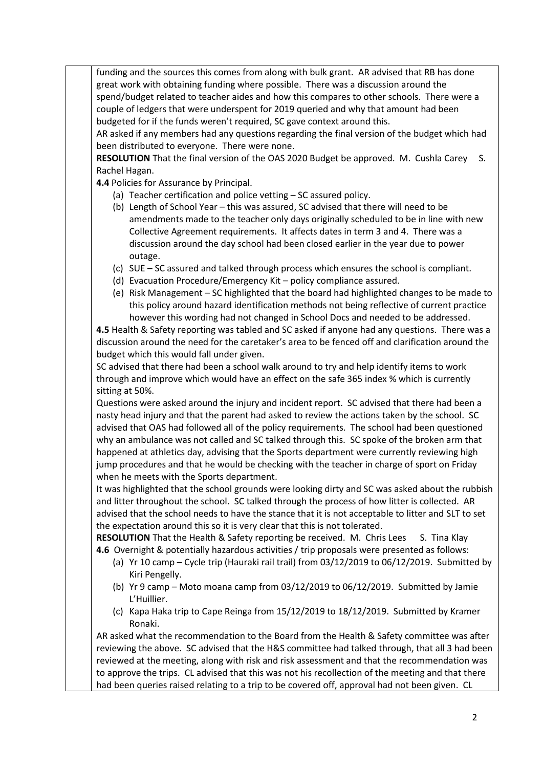funding and the sources this comes from along with bulk grant. AR advised that RB has done great work with obtaining funding where possible. There was a discussion around the spend/budget related to teacher aides and how this compares to other schools. There were a couple of ledgers that were underspent for 2019 queried and why that amount had been budgeted for if the funds weren't required, SC gave context around this.

AR asked if any members had any questions regarding the final version of the budget which had been distributed to everyone. There were none.

**RESOLUTION** That the final version of the OAS 2020 Budget be approved. M. Cushla Carey S. Rachel Hagan.

**4.4** Policies for Assurance by Principal.

(a) Teacher certification and police vetting – SC assured policy.
(b) Length of School Year – this was assured, SC advised that there will need to be amendments made to the teacher only days originally scheduled to be in line with new Collective Agreement requirements. It affects dates in term 3 and 4. There was a discussion around the day school had been closed earlier in the year due to power outage.
(c) SUE – SC assured and talked through process which ensures the school is compliant.
(d) Evacuation Procedure/Emergency Kit – policy compliance assured.
(e) Risk Management – SC highlighted that the board had highlighted changes to be made to this policy around hazard identification methods not being reflective of current practice however this wording had not changed in School Docs and needed to be addressed.

**4.5** Health & Safety reporting was tabled and SC asked if anyone had any questions. There was a discussion around the need for the caretaker's area to be fenced off and clarification around the budget which this would fall under given.

SC advised that there had been a school walk around to try and help identify items to work through and improve which would have an effect on the safe 365 index % which is currently sitting at 50%.

Questions were asked around the injury and incident report. SC advised that there had been a nasty head injury and that the parent had asked to review the actions taken by the school. SC advised that OAS had followed all of the policy requirements. The school had been questioned why an ambulance was not called and SC talked through this. SC spoke of the broken arm that happened at athletics day, advising that the Sports department were currently reviewing high jump procedures and that he would be checking with the teacher in charge of sport on Friday when he meets with the Sports department.

It was highlighted that the school grounds were looking dirty and SC was asked about the rubbish and litter throughout the school. SC talked through the process of how litter is collected. AR advised that the school needs to have the stance that it is not acceptable to litter and SLT to set the expectation around this so it is very clear that this is not tolerated.

**RESOLUTION** That the Health & Safety reporting be received. M. Chris Lees S. Tina Klay

**4.6** Overnight & potentially hazardous activities / trip proposals were presented as follows:

(a) Yr 10 camp – Cycle trip (Hauraki rail trail) from 03/12/2019 to 06/12/2019. Submitted by Kiri Pengelly.
(b) Yr 9 camp – Moto moana camp from 03/12/2019 to 06/12/2019. Submitted by Jamie L'Huillier.
(c) Kapa Haka trip to Cape Reinga from 15/12/2019 to 18/12/2019. Submitted by Kramer Ronaki.

AR asked what the recommendation to the Board from the Health & Safety committee was after reviewing the above. SC advised that the H&S committee had talked through, that all 3 had been reviewed at the meeting, along with risk and risk assessment and that the recommendation was to approve the trips. CL advised that this was not his recollection of the meeting and that there had been queries raised relating to a trip to be covered off, approval had not been given. CL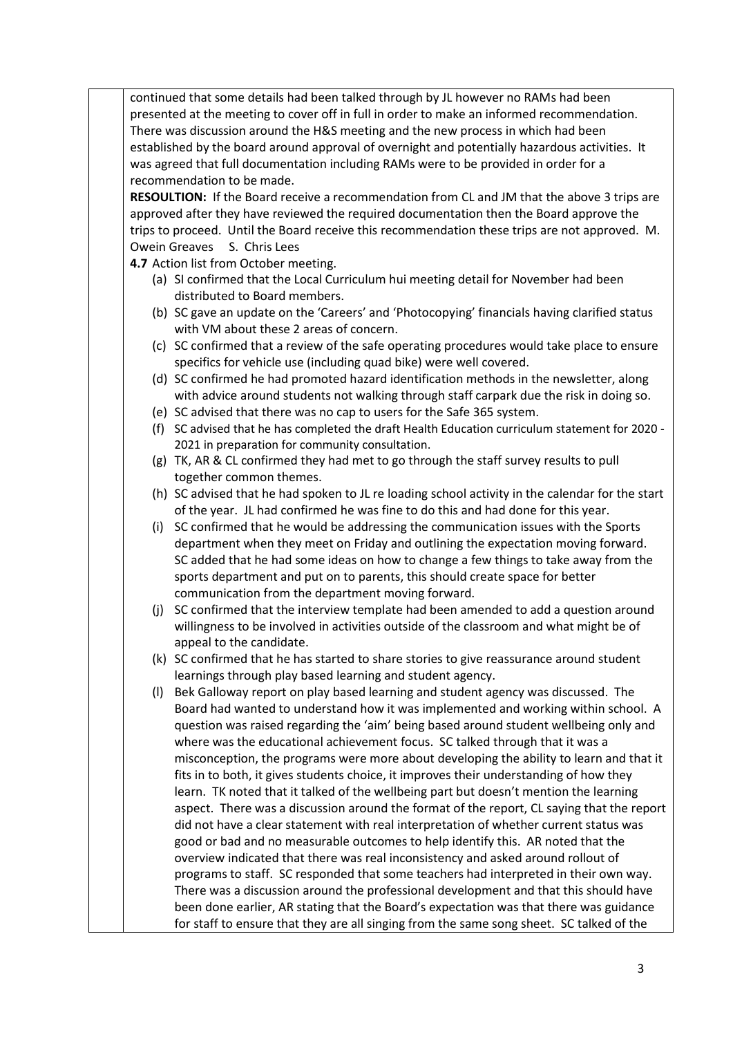continued that some details had been talked through by JL however no RAMs had been presented at the meeting to cover off in full in order to make an informed recommendation. There was discussion around the H&S meeting and the new process in which had been established by the board around approval of overnight and potentially hazardous activities. It was agreed that full documentation including RAMs were to be provided in order for a recommendation to be made.

**RESOULTION:** If the Board receive a recommendation from CL and JM that the above 3 trips are approved after they have reviewed the required documentation then the Board approve the trips to proceed. Until the Board receive this recommendation these trips are not approved. M. Owein Greaves S. Chris Lees

**4.7** Action list from October meeting.

(a) SI confirmed that the Local Curriculum hui meeting detail for November had been distributed to Board members.

(b) SC gave an update on the 'Careers' and 'Photocopying' financials having clarified status with VM about these 2 areas of concern.

(c) SC confirmed that a review of the safe operating procedures would take place to ensure specifics for vehicle use (including quad bike) were well covered.

(d) SC confirmed he had promoted hazard identification methods in the newsletter, along with advice around students not walking through staff carpark due the risk in doing so.

(e) SC advised that there was no cap to users for the Safe 365 system.

(f) SC advised that he has completed the draft Health Education curriculum statement for 2020 - 2021 in preparation for community consultation.

(g) TK, AR & CL confirmed they had met to go through the staff survey results to pull together common themes.

(h) SC advised that he had spoken to JL re loading school activity in the calendar for the start of the year. JL had confirmed he was fine to do this and had done for this year.

(i) SC confirmed that he would be addressing the communication issues with the Sports department when they meet on Friday and outlining the expectation moving forward. SC added that he had some ideas on how to change a few things to take away from the sports department and put on to parents, this should create space for better communication from the department moving forward.

(j) SC confirmed that the interview template had been amended to add a question around willingness to be involved in activities outside of the classroom and what might be of appeal to the candidate.

(k) SC confirmed that he has started to share stories to give reassurance around student learnings through play based learning and student agency.

(l) Bek Galloway report on play based learning and student agency was discussed. The Board had wanted to understand how it was implemented and working within school. A question was raised regarding the 'aim' being based around student wellbeing only and where was the educational achievement focus. SC talked through that it was a misconception, the programs were more about developing the ability to learn and that it fits in to both, it gives students choice, it improves their understanding of how they learn. TK noted that it talked of the wellbeing part but doesn't mention the learning aspect. There was a discussion around the format of the report, CL saying that the report did not have a clear statement with real interpretation of whether current status was good or bad and no measurable outcomes to help identify this. AR noted that the overview indicated that there was real inconsistency and asked around rollout of programs to staff. SC responded that some teachers had interpreted in their own way. There was a discussion around the professional development and that this should have been done earlier, AR stating that the Board's expectation was that there was guidance for staff to ensure that they are all singing from the same song sheet. SC talked of the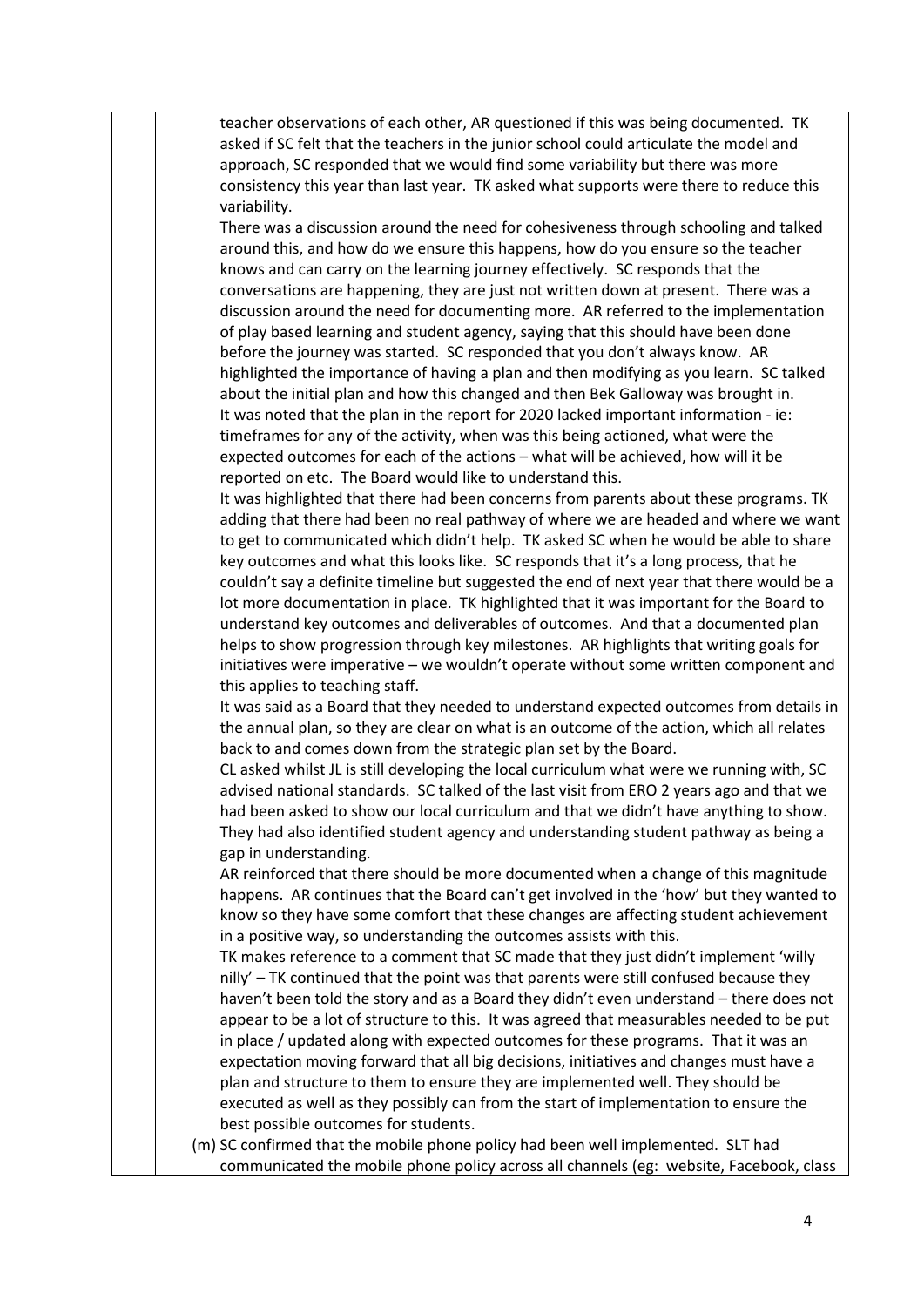teacher observations of each other, AR questioned if this was being documented. TK asked if SC felt that the teachers in the junior school could articulate the model and approach, SC responded that we would find some variability but there was more consistency this year than last year. TK asked what supports were there to reduce this variability.

There was a discussion around the need for cohesiveness through schooling and talked around this, and how do we ensure this happens, how do you ensure so the teacher knows and can carry on the learning journey effectively. SC responds that the conversations are happening, they are just not written down at present. There was a discussion around the need for documenting more. AR referred to the implementation of play based learning and student agency, saying that this should have been done before the journey was started. SC responded that you don't always know. AR highlighted the importance of having a plan and then modifying as you learn. SC talked about the initial plan and how this changed and then Bek Galloway was brought in.

It was noted that the plan in the report for 2020 lacked important information - ie: timeframes for any of the activity, when was this being actioned, what were the expected outcomes for each of the actions – what will be achieved, how will it be reported on etc. The Board would like to understand this.

It was highlighted that there had been concerns from parents about these programs. TK adding that there had been no real pathway of where we are headed and where we want to get to communicated which didn't help. TK asked SC when he would be able to share key outcomes and what this looks like. SC responds that it's a long process, that he couldn't say a definite timeline but suggested the end of next year that there would be a lot more documentation in place. TK highlighted that it was important for the Board to understand key outcomes and deliverables of outcomes. And that a documented plan helps to show progression through key milestones. AR highlights that writing goals for initiatives were imperative – we wouldn't operate without some written component and this applies to teaching staff.

It was said as a Board that they needed to understand expected outcomes from details in the annual plan, so they are clear on what is an outcome of the action, which all relates back to and comes down from the strategic plan set by the Board.

CL asked whilst JL is still developing the local curriculum what were we running with, SC advised national standards. SC talked of the last visit from ERO 2 years ago and that we had been asked to show our local curriculum and that we didn't have anything to show. They had also identified student agency and understanding student pathway as being a gap in understanding.

AR reinforced that there should be more documented when a change of this magnitude happens. AR continues that the Board can't get involved in the 'how' but they wanted to know so they have some comfort that these changes are affecting student achievement in a positive way, so understanding the outcomes assists with this.

TK makes reference to a comment that SC made that they just didn't implement 'willy nilly' – TK continued that the point was that parents were still confused because they haven't been told the story and as a Board they didn't even understand – there does not appear to be a lot of structure to this. It was agreed that measurables needed to be put in place / updated along with expected outcomes for these programs. That it was an expectation moving forward that all big decisions, initiatives and changes must have a plan and structure to them to ensure they are implemented well. They should be executed as well as they possibly can from the start of implementation to ensure the best possible outcomes for students.

(m) SC confirmed that the mobile phone policy had been well implemented. SLT had communicated the mobile phone policy across all channels (eg: website, Facebook, class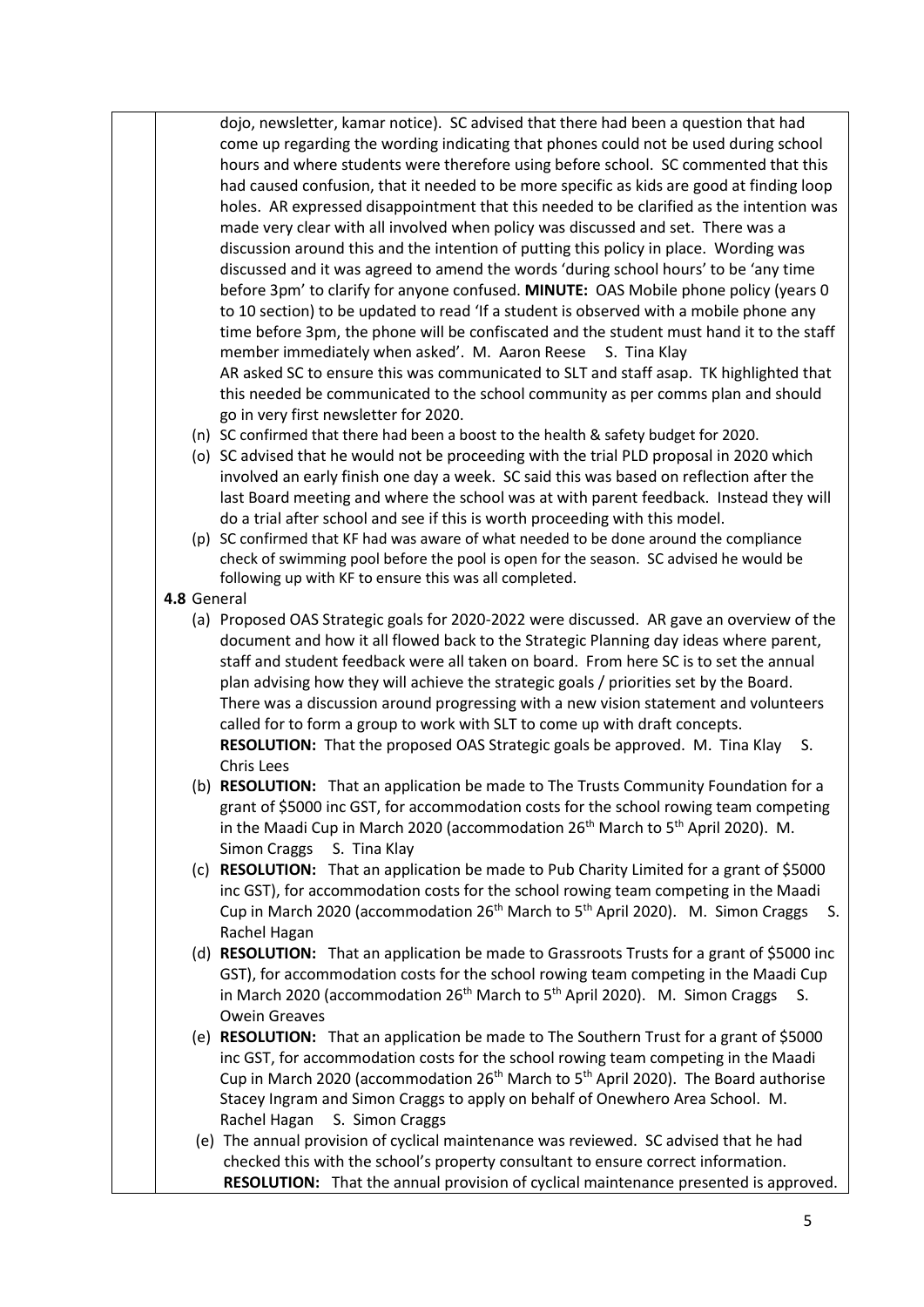dojo, newsletter, kamar notice). SC advised that there had been a question that had come up regarding the wording indicating that phones could not be used during school hours and where students were therefore using before school. SC commented that this had caused confusion, that it needed to be more specific as kids are good at finding loop holes. AR expressed disappointment that this needed to be clarified as the intention was made very clear with all involved when policy was discussed and set. There was a discussion around this and the intention of putting this policy in place. Wording was discussed and it was agreed to amend the words 'during school hours' to be 'any time before 3pm' to clarify for anyone confused. **MINUTE:** OAS Mobile phone policy (years 0 to 10 section) to be updated to read 'If a student is observed with a mobile phone any time before 3pm, the phone will be confiscated and the student must hand it to the staff member immediately when asked'. M. Aaron Reese S. Tina Klay

AR asked SC to ensure this was communicated to SLT and staff asap. TK highlighted that this needed be communicated to the school community as per comms plan and should go in very first newsletter for 2020.

(n) SC confirmed that there had been a boost to the health & safety budget for 2020.

(o) SC advised that he would not be proceeding with the trial PLD proposal in 2020 which involved an early finish one day a week. SC said this was based on reflection after the last Board meeting and where the school was at with parent feedback. Instead they will do a trial after school and see if this is worth proceeding with this model.

(p) SC confirmed that KF had was aware of what needed to be done around the compliance check of swimming pool before the pool is open for the season. SC advised he would be following up with KF to ensure this was all completed.

**4.8** General

(a) Proposed OAS Strategic goals for 2020-2022 were discussed. AR gave an overview of the document and how it all flowed back to the Strategic Planning day ideas where parent, staff and student feedback were all taken on board. From here SC is to set the annual plan advising how they will achieve the strategic goals / priorities set by the Board. There was a discussion around progressing with a new vision statement and volunteers called for to form a group to work with SLT to come up with draft concepts. **RESOLUTION:** That the proposed OAS Strategic goals be approved. M. Tina Klay S. Chris Lees

(b) **RESOLUTION:** That an application be made to The Trusts Community Foundation for a grant of $5000 inc GST, for accommodation costs for the school rowing team competing in the Maadi Cup in March 2020 (accommodation 26th March to 5th April 2020). M. Simon Craggs S. Tina Klay

(c) **RESOLUTION:** That an application be made to Pub Charity Limited for a grant of $5000 inc GST), for accommodation costs for the school rowing team competing in the Maadi Cup in March 2020 (accommodation 26th March to 5th April 2020). M. Simon Craggs S. Rachel Hagan

(d) **RESOLUTION:** That an application be made to Grassroots Trusts for a grant of $5000 inc GST), for accommodation costs for the school rowing team competing in the Maadi Cup in March 2020 (accommodation 26th March to 5th April 2020). M. Simon Craggs S. Owein Greaves

(e) **RESOLUTION:** That an application be made to The Southern Trust for a grant of $5000 inc GST, for accommodation costs for the school rowing team competing in the Maadi Cup in March 2020 (accommodation 26th March to 5th April 2020). The Board authorise Stacey Ingram and Simon Craggs to apply on behalf of Onewhero Area School. M. Rachel Hagan S. Simon Craggs

(e) The annual provision of cyclical maintenance was reviewed. SC advised that he had checked this with the school's property consultant to ensure correct information. **RESOLUTION:** That the annual provision of cyclical maintenance presented is approved.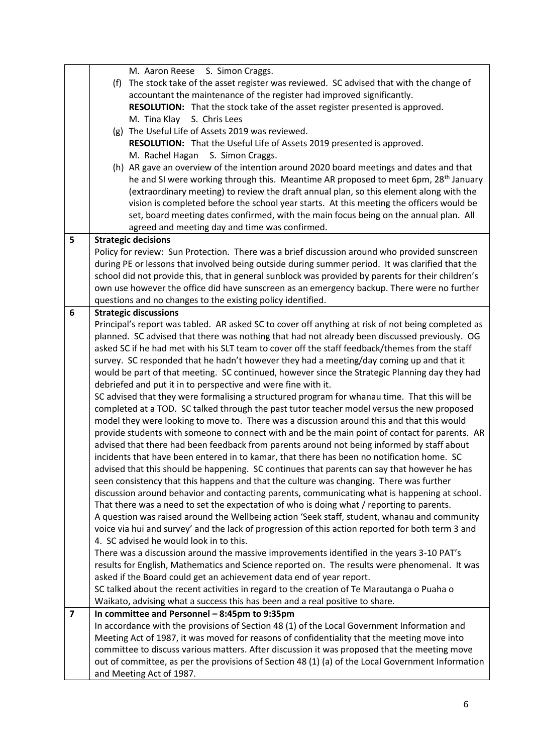| | |
|---|---|
| | M. Aaron Reese S. Simon Craggs.<br>(f) The stock take of the asset register was reviewed. SC advised that with the change of accountant the maintenance of the register had improved significantly.<br>**RESOLUTION:** That the stock take of the asset register presented is approved.<br>M. Tina Klay S. Chris Lees<br>(g) The Useful Life of Assets 2019 was reviewed.<br>**RESOLUTION:** That the Useful Life of Assets 2019 presented is approved.<br>M. Rachel Hagan S. Simon Craggs.<br>(h) AR gave an overview of the intention around 2020 board meetings and dates and that he and SI were working through this. Meantime AR proposed to meet 6pm, 28th January (extraordinary meeting) to review the draft annual plan, so this element along with the vision is completed before the school year starts. At this meeting the officers would be set, board meeting dates confirmed, with the main focus being on the annual plan. All agreed and meeting day and time was confirmed. |
| **5** | **Strategic decisions**<br>Policy for review: Sun Protection. There was a brief discussion around who provided sunscreen during PE or lessons that involved being outside during summer period. It was clarified that the school did not provide this, that in general sunblock was provided by parents for their children's own use however the office did have sunscreen as an emergency backup. There were no further questions and no changes to the existing policy identified. |
| **6** | **Strategic discussions**<br>Principal's report was tabled. AR asked SC to cover off anything at risk of not being completed as planned. SC advised that there was nothing that had not already been discussed previously. OG asked SC if he had met with his SLT team to cover off the staff feedback/themes from the staff survey. SC responded that he hadn't however they had a meeting/day coming up and that it would be part of that meeting. SC continued, however since the Strategic Planning day they had debriefed and put it in to perspective and were fine with it.<br>SC advised that they were formalising a structured program for whanau time. That this will be completed at a TOD. SC talked through the past tutor teacher model versus the new proposed model they were looking to move to. There was a discussion around this and that this would provide students with someone to connect with and be the main point of contact for parents. AR advised that there had been feedback from parents around not being informed by staff about incidents that have been entered in to kamar, that there has been no notification home. SC advised that this should be happening. SC continues that parents can say that however he has seen consistency that this happens and that the culture was changing. There was further discussion around behavior and contacting parents, communicating what is happening at school. That there was a need to set the expectation of who is doing what / reporting to parents.<br>A question was raised around the Wellbeing action 'Seek staff, student, whanau and community voice via hui and survey' and the lack of progression of this action reported for both term 3 and 4. SC advised he would look in to this.<br>There was a discussion around the massive improvements identified in the years 3-10 PAT's results for English, Mathematics and Science reported on. The results were phenomenal. It was asked if the Board could get an achievement data end of year report.<br>SC talked about the recent activities in regard to the creation of Te Marautanga o Puaha o Waikato, advising what a success this has been and a real positive to share. |
| **7** | **In committee and Personnel – 8:45pm to 9:35pm**<br>In accordance with the provisions of Section 48 (1) of the Local Government Information and Meeting Act of 1987, it was moved for reasons of confidentiality that the meeting move into committee to discuss various matters. After discussion it was proposed that the meeting move out of committee, as per the provisions of Section 48 (1) (a) of the Local Government Information and Meeting Act of 1987. |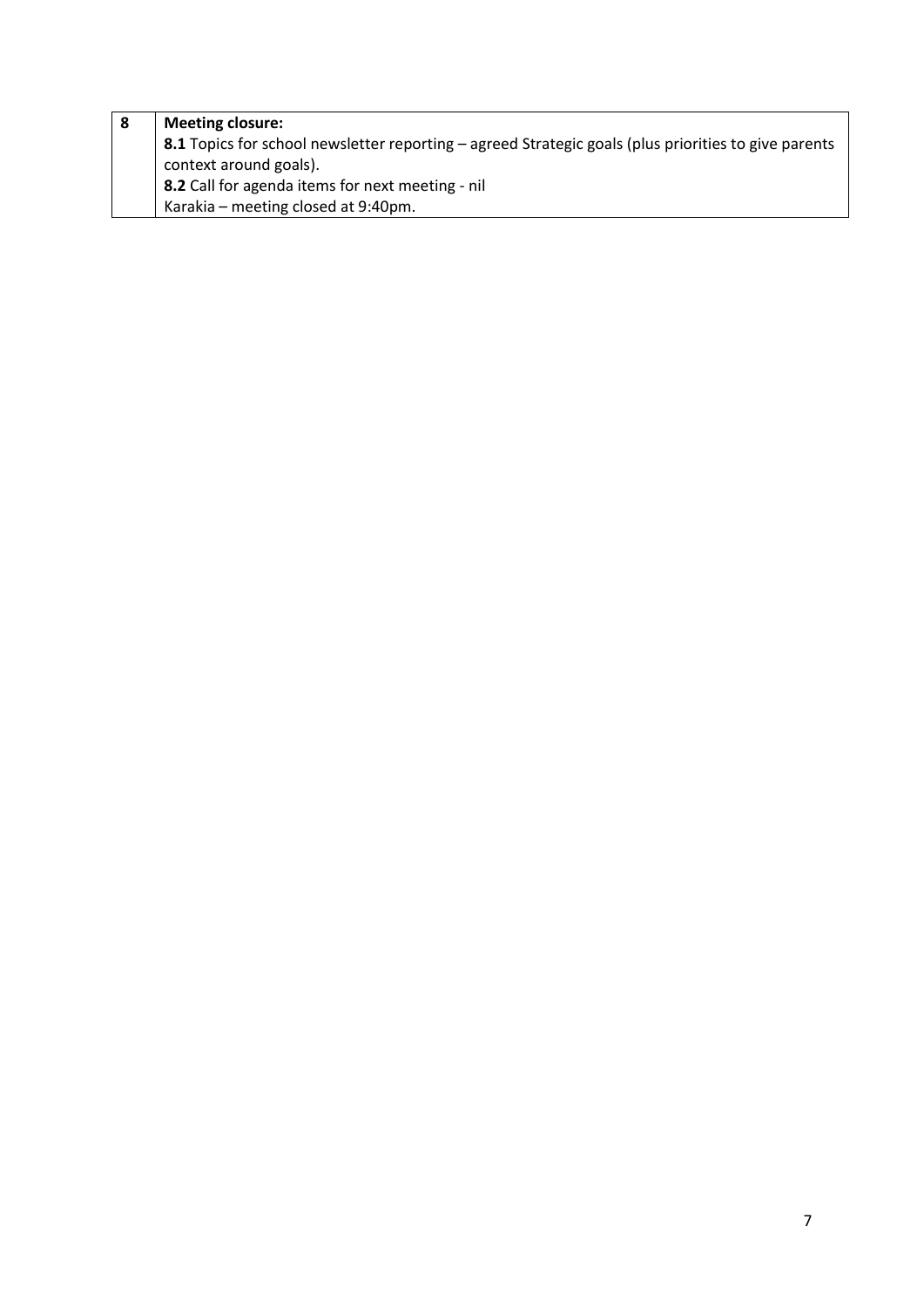| | |
|---|---|
| 8 | **Meeting closure:**<br>**8.1** Topics for school newsletter reporting – agreed Strategic goals (plus priorities to give parents context around goals).<br>**8.2** Call for agenda items for next meeting - nil<br>Karakia – meeting closed at 9:40pm. |